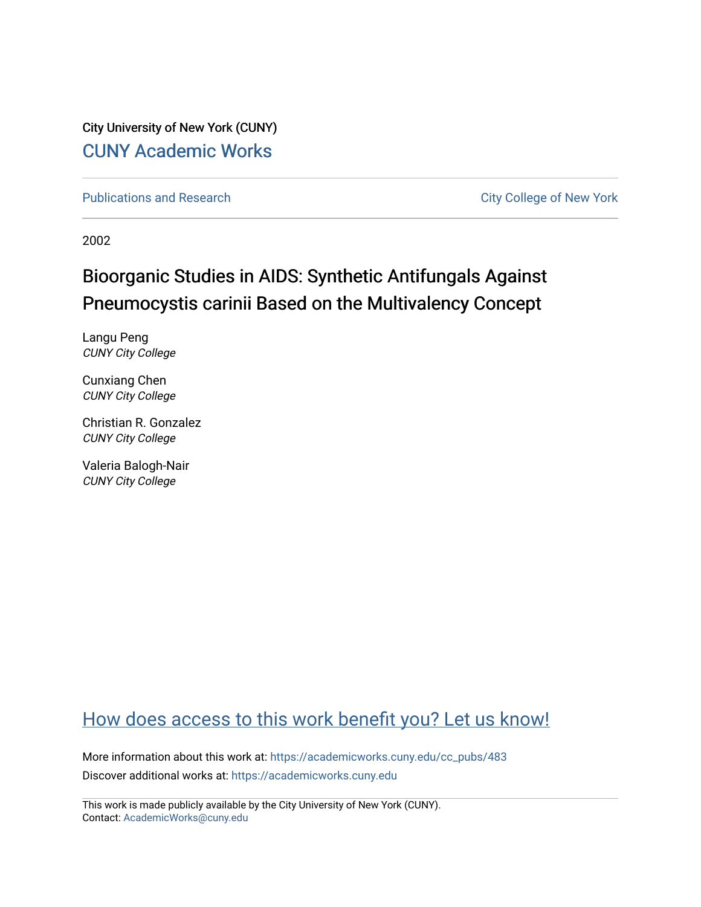City University of New York (CUNY)

[CUNY Academic Works](https://academicworks.cuny.edu)

Publications and Research | City College of New York

2002

# Bioorganic Studies in AIDS: Synthetic Antifungals Against Pneumocystis carinii Based on the Multivalency Concept

Langu Peng
*CUNY City College*

Cunxiang Chen
*CUNY City College*

Christian R. Gonzalez
*CUNY City College*

Valeria Balogh-Nair
*CUNY City College*

How does access to this work benefit you? Let us know!

More information about this work at: https://academicworks.cuny.edu/cc_pubs/483
Discover additional works at: https://academicworks.cuny.edu

This work is made publicly available by the City University of New York (CUNY).
Contact: AcademicWorks@cuny.edu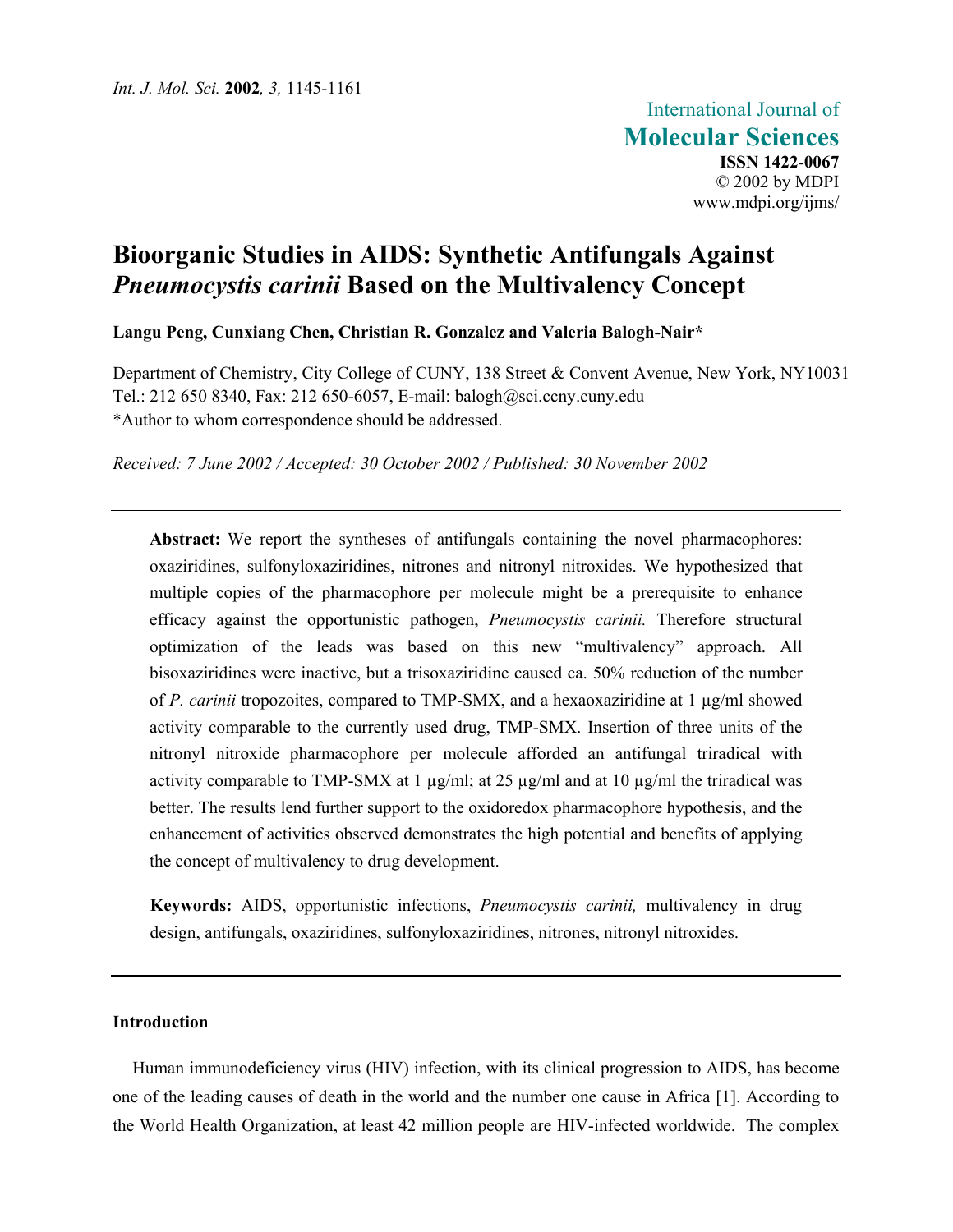# Bioorganic Studies in AIDS: Synthetic Antifungals Against *Pneumocystis carinii* Based on the Multivalency Concept

**Langu Peng, Cunxiang Chen, Christian R. Gonzalez and Valeria Balogh-Nair***

Department of Chemistry, City College of CUNY, 138 Street & Convent Avenue, New York, NY10031
Tel.: 212 650 8340, Fax: 212 650-6057, E-mail: balogh@sci.ccny.cuny.edu
*Author to whom correspondence should be addressed.

*Received: 7 June 2002 / Accepted: 30 October 2002 / Published: 30 November 2002*

---

**Abstract:** We report the syntheses of antifungals containing the novel pharmacophores: oxaziridines, sulfonyloxaziridines, nitrones and nitronyl nitroxides. We hypothesized that multiple copies of the pharmacophore per molecule might be a prerequisite to enhance efficacy against the opportunistic pathogen, *Pneumocystis carinii.* Therefore structural optimization of the leads was based on this new "multivalency" approach. All bisoxaziridines were inactive, but a trisoxaziridine caused ca. 50% reduction of the number of *P. carinii* tropozoites, compared to TMP-SMX, and a hexaoxaziridine at 1 µg/ml showed activity comparable to the currently used drug, TMP-SMX. Insertion of three units of the nitronyl nitroxide pharmacophore per molecule afforded an antifungal triradical with activity comparable to TMP-SMX at 1 µg/ml; at 25 µg/ml and at 10 µg/ml the triradical was better. The results lend further support to the oxidoredox pharmacophore hypothesis, and the enhancement of activities observed demonstrates the high potential and benefits of applying the concept of multivalency to drug development.

**Keywords:** AIDS, opportunistic infections, *Pneumocystis carinii,* multivalency in drug design, antifungals, oxaziridines, sulfonyloxaziridines, nitrones, nitronyl nitroxides.

---

## Introduction

Human immunodeficiency virus (HIV) infection, with its clinical progression to AIDS, has become one of the leading causes of death in the world and the number one cause in Africa [1]. According to the World Health Organization, at least 42 million people are HIV-infected worldwide. The complex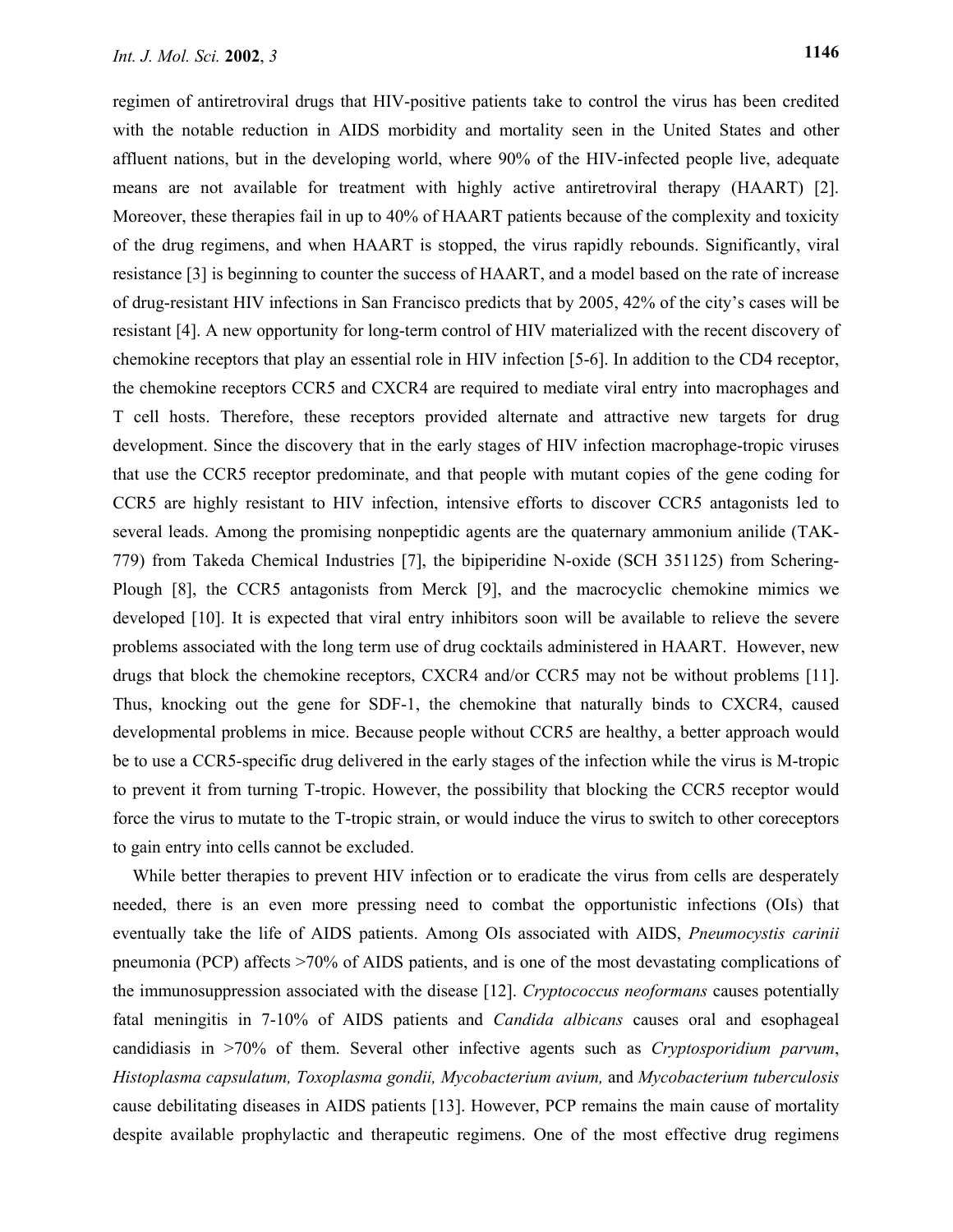regimen of antiretroviral drugs that HIV-positive patients take to control the virus has been credited with the notable reduction in AIDS morbidity and mortality seen in the United States and other affluent nations, but in the developing world, where 90% of the HIV-infected people live, adequate means are not available for treatment with highly active antiretroviral therapy (HAART) [2]. Moreover, these therapies fail in up to 40% of HAART patients because of the complexity and toxicity of the drug regimens, and when HAART is stopped, the virus rapidly rebounds. Significantly, viral resistance [3] is beginning to counter the success of HAART, and a model based on the rate of increase of drug-resistant HIV infections in San Francisco predicts that by 2005, 42% of the city's cases will be resistant [4]. A new opportunity for long-term control of HIV materialized with the recent discovery of chemokine receptors that play an essential role in HIV infection [5-6]. In addition to the CD4 receptor, the chemokine receptors CCR5 and CXCR4 are required to mediate viral entry into macrophages and T cell hosts. Therefore, these receptors provided alternate and attractive new targets for drug development. Since the discovery that in the early stages of HIV infection macrophage-tropic viruses that use the CCR5 receptor predominate, and that people with mutant copies of the gene coding for CCR5 are highly resistant to HIV infection, intensive efforts to discover CCR5 antagonists led to several leads. Among the promising nonpeptidic agents are the quaternary ammonium anilide (TAK-779) from Takeda Chemical Industries [7], the bipiperidine N-oxide (SCH 351125) from Schering-Plough [8], the CCR5 antagonists from Merck [9], and the macrocyclic chemokine mimics we developed [10]. It is expected that viral entry inhibitors soon will be available to relieve the severe problems associated with the long term use of drug cocktails administered in HAART. However, new drugs that block the chemokine receptors, CXCR4 and/or CCR5 may not be without problems [11]. Thus, knocking out the gene for SDF-1, the chemokine that naturally binds to CXCR4, caused developmental problems in mice. Because people without CCR5 are healthy, a better approach would be to use a CCR5-specific drug delivered in the early stages of the infection while the virus is M-tropic to prevent it from turning T-tropic. However, the possibility that blocking the CCR5 receptor would force the virus to mutate to the T-tropic strain, or would induce the virus to switch to other coreceptors to gain entry into cells cannot be excluded.

While better therapies to prevent HIV infection or to eradicate the virus from cells are desperately needed, there is an even more pressing need to combat the opportunistic infections (OIs) that eventually take the life of AIDS patients. Among OIs associated with AIDS, *Pneumocystis carinii* pneumonia (PCP) affects >70% of AIDS patients, and is one of the most devastating complications of the immunosuppression associated with the disease [12]. *Cryptococcus neoformans* causes potentially fatal meningitis in 7-10% of AIDS patients and *Candida albicans* causes oral and esophageal candidiasis in >70% of them. Several other infective agents such as *Cryptosporidium parvum*, *Histoplasma capsulatum, Toxoplasma gondii, Mycobacterium avium,* and *Mycobacterium tuberculosis* cause debilitating diseases in AIDS patients [13]. However, PCP remains the main cause of mortality despite available prophylactic and therapeutic regimens. One of the most effective drug regimens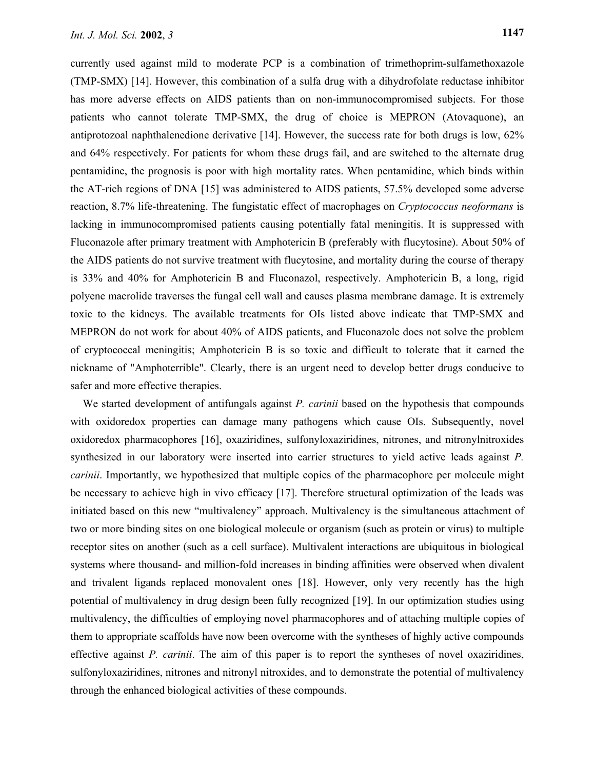currently used against mild to moderate PCP is a combination of trimethoprim-sulfamethoxazole (TMP-SMX) [14]. However, this combination of a sulfa drug with a dihydrofolate reductase inhibitor has more adverse effects on AIDS patients than on non-immunocompromised subjects. For those patients who cannot tolerate TMP-SMX, the drug of choice is MEPRON (Atovaquone), an antiprotozoal naphthalenedione derivative [14]. However, the success rate for both drugs is low, 62% and 64% respectively. For patients for whom these drugs fail, and are switched to the alternate drug pentamidine, the prognosis is poor with high mortality rates. When pentamidine, which binds within the AT-rich regions of DNA [15] was administered to AIDS patients, 57.5% developed some adverse reaction, 8.7% life-threatening. The fungistatic effect of macrophages on *Cryptococcus neoformans* is lacking in immunocompromised patients causing potentially fatal meningitis. It is suppressed with Fluconazole after primary treatment with Amphotericin B (preferably with flucytosine). About 50% of the AIDS patients do not survive treatment with flucytosine, and mortality during the course of therapy is 33% and 40% for Amphotericin B and Fluconazol, respectively. Amphotericin B, a long, rigid polyene macrolide traverses the fungal cell wall and causes plasma membrane damage. It is extremely toxic to the kidneys. The available treatments for OIs listed above indicate that TMP-SMX and MEPRON do not work for about 40% of AIDS patients, and Fluconazole does not solve the problem of cryptococcal meningitis; Amphotericin B is so toxic and difficult to tolerate that it earned the nickname of "Amphoterrible". Clearly, there is an urgent need to develop better drugs conducive to safer and more effective therapies.

We started development of antifungals against *P. carinii* based on the hypothesis that compounds with oxidoredox properties can damage many pathogens which cause OIs. Subsequently, novel oxidoredox pharmacophores [16], oxaziridines, sulfonyloxaziridines, nitrones, and nitronylnitroxides synthesized in our laboratory were inserted into carrier structures to yield active leads against *P. carinii*. Importantly, we hypothesized that multiple copies of the pharmacophore per molecule might be necessary to achieve high in vivo efficacy [17]. Therefore structural optimization of the leads was initiated based on this new "multivalency" approach. Multivalency is the simultaneous attachment of two or more binding sites on one biological molecule or organism (such as protein or virus) to multiple receptor sites on another (such as a cell surface). Multivalent interactions are ubiquitous in biological systems where thousand- and million-fold increases in binding affinities were observed when divalent and trivalent ligands replaced monovalent ones [18]. However, only very recently has the high potential of multivalency in drug design been fully recognized [19]. In our optimization studies using multivalency, the difficulties of employing novel pharmacophores and of attaching multiple copies of them to appropriate scaffolds have now been overcome with the syntheses of highly active compounds effective against *P. carinii*. The aim of this paper is to report the syntheses of novel oxaziridines, sulfonyloxaziridines, nitrones and nitronyl nitroxides, and to demonstrate the potential of multivalency through the enhanced biological activities of these compounds.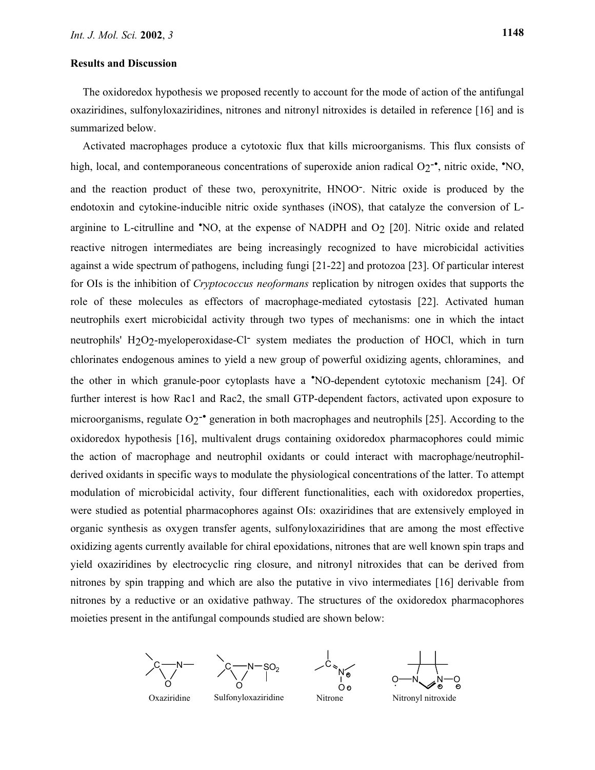**Results and Discussion**

The oxidoredox hypothesis we proposed recently to account for the mode of action of the antifungal oxaziridines, sulfonyloxaziridines, nitrones and nitronyl nitroxides is detailed in reference [16] and is summarized below.

Activated macrophages produce a cytotoxic flux that kills microorganisms. This flux consists of high, local, and contemporaneous concentrations of superoxide anion radical $O_2^{-\bullet}$, nitric oxide, $^{\bullet}NO$, and the reaction product of these two, peroxynitrite, $HNOO^-$. Nitric oxide is produced by the endotoxin and cytokine-inducible nitric oxide synthases (iNOS), that catalyze the conversion of L-arginine to L-citrulline and $^{\bullet}NO$, at the expense of NADPH and $O_2$ [20]. Nitric oxide and related reactive nitrogen intermediates are being increasingly recognized to have microbicidal activities against a wide spectrum of pathogens, including fungi [21-22] and protozoa [23]. Of particular interest for OIs is the inhibition of *Cryptococcus neoformans* replication by nitrogen oxides that supports the role of these molecules as effectors of macrophage-mediated cytostasis [22]. Activated human neutrophils exert microbicidal activity through two types of mechanisms: one in which the intact neutrophils' $H_2O_2$-myeloperoxidase-$Cl^-$ system mediates the production of HOCl, which in turn chlorinates endogenous amines to yield a new group of powerful oxidizing agents, chloramines, and the other in which granule-poor cytoplasts have a $^{\bullet}NO$-dependent cytotoxic mechanism [24]. Of further interest is how Rac1 and Rac2, the small GTP-dependent factors, activated upon exposure to microorganisms, regulate $O_2^{-\bullet}$ generation in both macrophages and neutrophils [25]. According to the oxidoredox hypothesis [16], multivalent drugs containing oxidoredox pharmacophores could mimic the action of macrophage and neutrophil oxidants or could interact with macrophage/neutrophil-derived oxidants in specific ways to modulate the physiological concentrations of the latter. To attempt modulation of microbicidal activity, four different functionalities, each with oxidoredox properties, were studied as potential pharmacophores against OIs: oxaziridines that are extensively employed in organic synthesis as oxygen transfer agents, sulfonyloxaziridines that are among the most effective oxidizing agents currently available for chiral epoxidations, nitrones that are well known spin traps and yield oxaziridines by electrocyclic ring closure, and nitronyl nitroxides that can be derived from nitrones by spin trapping and which are also the putative in vivo intermediates [16] derivable from nitrones by a reductive or an oxidative pathway. The structures of the oxidoredox pharmacophores moieties present in the antifungal compounds studied are shown below:

Oxaziridine Sulfonyloxaziridine Nitrone Nitronyl nitroxide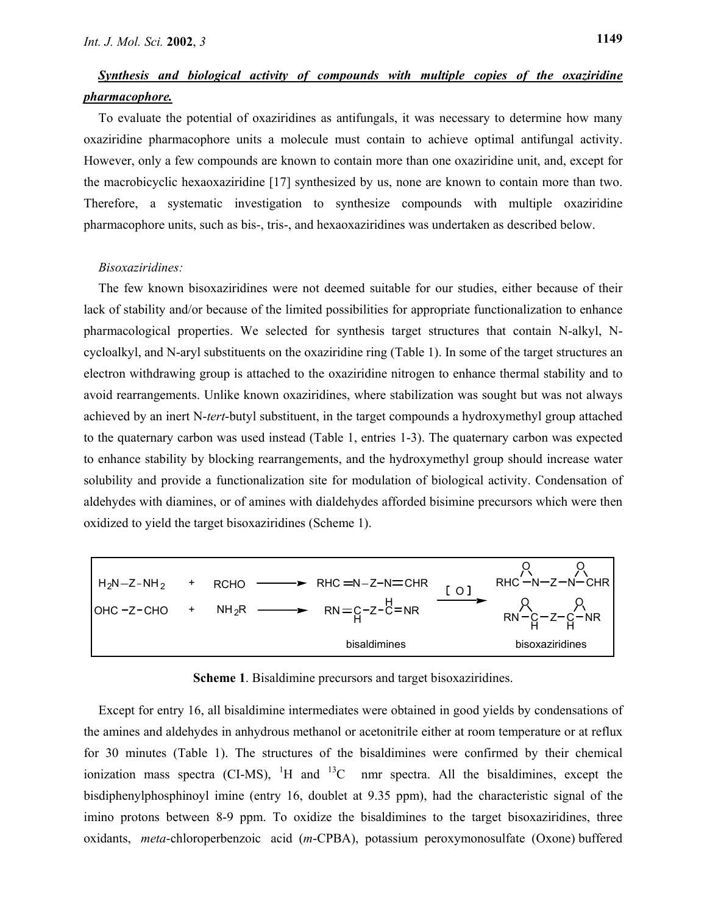***Synthesis and biological activity of compounds with multiple copies of the oxaziridine pharmacophore.***

To evaluate the potential of oxaziridines as antifungals, it was necessary to determine how many oxaziridine pharmacophore units a molecule must contain to achieve optimal antifungal activity. However, only a few compounds are known to contain more than one oxaziridine unit, and, except for the macrobicyclic hexaoxaziridine [17] synthesized by us, none are known to contain more than two. Therefore, a systematic investigation to synthesize compounds with multiple oxaziridine pharmacophore units, such as bis-, tris-, and hexaoxaziridines was undertaken as described below.

*Bisoxaziridines:*

The few known bisoxaziridines were not deemed suitable for our studies, either because of their lack of stability and/or because of the limited possibilities for appropriate functionalization to enhance pharmacological properties. We selected for synthesis target structures that contain N-alkyl, N-cycloalkyl, and N-aryl substituents on the oxaziridine ring (Table 1). In some of the target structures an electron withdrawing group is attached to the oxaziridine nitrogen to enhance thermal stability and to avoid rearrangements. Unlike known oxaziridines, where stabilization was sought but was not always achieved by an inert N-*tert*-butyl substituent, in the target compounds a hydroxymethyl group attached to the quaternary carbon was used instead (Table 1, entries 1-3). The quaternary carbon was expected to enhance stability by blocking rearrangements, and the hydroxymethyl group should increase water solubility and provide a functionalization site for modulation of biological activity. Condensation of aldehydes with diamines, or of amines with dialdehydes afforded bisimine precursors which were then oxidized to yield the target bisoxaziridines (Scheme 1).

$$H_2N{-}Z{-}NH_2 \;+\; RCHO \longrightarrow RHC{=}N{-}Z{-}N{=}CHR \xrightarrow{[O]} RHC\overset{O}{-}N{-}Z{-}N\overset{O}{-}CHR$$

$$OHC{-}Z{-}CHO \;+\; NH_2R \longrightarrow RN{=}\underset{H}{C}{-}Z{-}\overset{H}{C}{=}NR \xrightarrow{[O]} RN\overset{O}{-}\underset{H}{C}{-}Z{-}\underset{H}{C}\overset{O}{-}NR$$

bisaldimines &nbsp;&nbsp;&nbsp;&nbsp;&nbsp;&nbsp;&nbsp;&nbsp; bisoxaziridines

**Scheme 1**. Bisaldimine precursors and target bisoxaziridines.

Except for entry 16, all bisaldimine intermediates were obtained in good yields by condensations of the amines and aldehydes in anhydrous methanol or acetonitrile either at room temperature or at reflux for 30 minutes (Table 1). The structures of the bisaldimines were confirmed by their chemical ionization mass spectra (CI-MS), $^{1}H$ and $^{13}C$ nmr spectra. All the bisaldimines, except the bisdiphenylphosphinoyl imine (entry 16, doublet at 9.35 ppm), had the characteristic signal of the imino protons between 8-9 ppm. To oxidize the bisaldimines to the target bisoxaziridines, three oxidants, *meta*-chloroperbenzoic acid (*m*-CPBA), potassium peroxymonosulfate (Oxone) buffered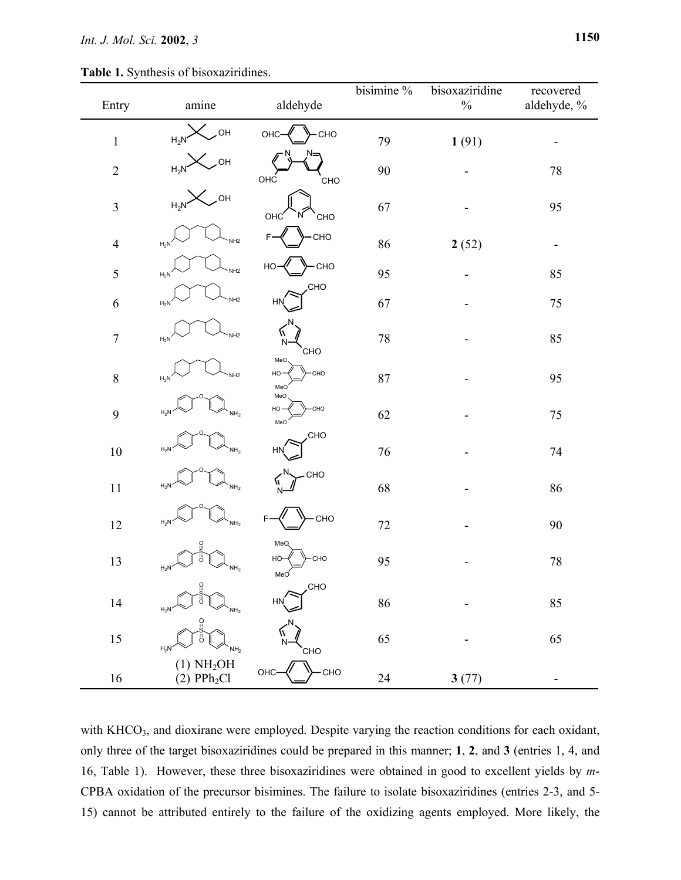**Table 1.** Synthesis of bisoxaziridines.

| Entry | amine | aldehyde | bisimine % | bisoxaziridine % | recovered aldehyde, % |
|---|---|---|---|---|---|
| 1 | 2-amino-2-methyl-1-propanol | terephthalaldehyde | 79 | **1** (91) | - |
| 2 | 2-amino-2-methyl-1-propanol | 2,2'-bipyridine-4,4'-dicarboxaldehyde | 90 | - | 78 |
| 3 | 2-amino-2-methyl-1-propanol | pyridine-2,6-dicarboxaldehyde | 67 | - | 95 |
| 4 | 4,4'-methylenebis(cyclohexylamine) | 4-fluorobenzaldehyde | 86 | **2** (52) | - |
| 5 | 4,4'-methylenebis(cyclohexylamine) | 4-hydroxybenzaldehyde | 95 | - | 85 |
| 6 | 4,4'-methylenebis(cyclohexylamine) | pyrrole-3-carboxaldehyde | 67 | - | 75 |
| 7 | 4,4'-methylenebis(cyclohexylamine) | imidazole-4-carboxaldehyde | 78 | - | 85 |
| 8 | 4,4'-methylenebis(cyclohexylamine) | 4-hydroxy-3,5-dimethoxybenzaldehyde | 87 | - | 95 |
| 9 | 4,4'-oxydianiline | 4-hydroxy-3,5-dimethoxybenzaldehyde | 62 | - | 75 |
| 10 | 4,4'-oxydianiline | pyrrole-3-carboxaldehyde | 76 | - | 74 |
| 11 | 4,4'-oxydianiline | imidazole-4-carboxaldehyde | 68 | - | 86 |
| 12 | 4,4'-oxydianiline | 4-fluorobenzaldehyde | 72 | - | 90 |
| 13 | 4,4'-sulfonyldianiline | 4-hydroxy-3,5-dimethoxybenzaldehyde | 95 | - | 78 |
| 14 | 4,4'-sulfonyldianiline | pyrrole-3-carboxaldehyde | 86 | - | 85 |
| 15 | 4,4'-sulfonyldianiline | imidazole-4-carboxaldehyde | 65 | - | 65 |
| 16 | (1) $NH_2OH$ (2) $PPh_2Cl$ | terephthalaldehyde | 24 | **3** (77) | - |

with $KHCO_3$, and dioxirane were employed. Despite varying the reaction conditions for each oxidant, only three of the target bisoxaziridines could be prepared in this manner; **1**, **2**, and **3** (entries 1, 4, and 16, Table 1). However, these three bisoxaziridines were obtained in good to excellent yields by *m*-CPBA oxidation of the precursor bisimines. The failure to isolate bisoxaziridines (entries 2-3, and 5-15) cannot be attributed entirely to the failure of the oxidizing agents employed. More likely, the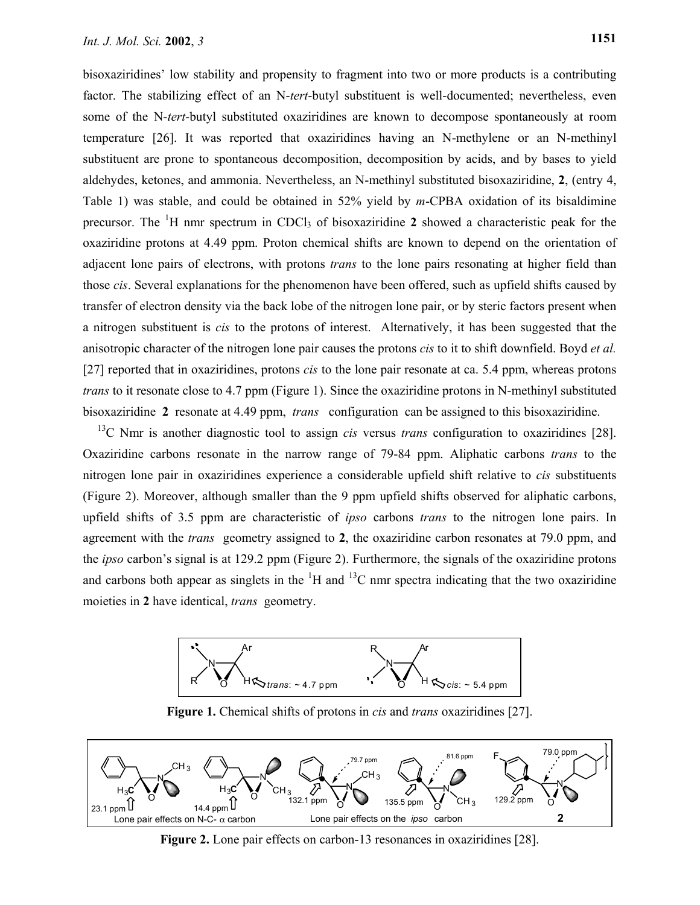bisoxaziridines' low stability and propensity to fragment into two or more products is a contributing factor. The stabilizing effect of an N-*tert*-butyl substituent is well-documented; nevertheless, even some of the N-*tert*-butyl substituted oxaziridines are known to decompose spontaneously at room temperature [26]. It was reported that oxaziridines having an N-methylene or an N-methinyl substituent are prone to spontaneous decomposition, decomposition by acids, and by bases to yield aldehydes, ketones, and ammonia. Nevertheless, an N-methinyl substituted bisoxaziridine, **2**, (entry 4, Table 1) was stable, and could be obtained in 52% yield by *m*-CPBA oxidation of its bisaldimine precursor. The $^{1}H$ nmr spectrum in $CDCl_3$ of bisoxaziridine **2** showed a characteristic peak for the oxaziridine protons at 4.49 ppm. Proton chemical shifts are known to depend on the orientation of adjacent lone pairs of electrons, with protons *trans* to the lone pairs resonating at higher field than those *cis*. Several explanations for the phenomenon have been offered, such as upfield shifts caused by transfer of electron density via the back lobe of the nitrogen lone pair, or by steric factors present when a nitrogen substituent is *cis* to the protons of interest. Alternatively, it has been suggested that the anisotropic character of the nitrogen lone pair causes the protons *cis* to it to shift downfield. Boyd *et al.* [27] reported that in oxaziridines, protons *cis* to the lone pair resonate at ca. 5.4 ppm, whereas protons *trans* to it resonate close to 4.7 ppm (Figure 1). Since the oxaziridine protons in N-methinyl substituted bisoxaziridine **2** resonate at 4.49 ppm, *trans* configuration can be assigned to this bisoxaziridine.

$^{13}C$ Nmr is another diagnostic tool to assign *cis* versus *trans* configuration to oxaziridines [28]. Oxaziridine carbons resonate in the narrow range of 79-84 ppm. Aliphatic carbons *trans* to the nitrogen lone pair in oxaziridines experience a considerable upfield shift relative to *cis* substituents (Figure 2). Moreover, although smaller than the 9 ppm upfield shifts observed for aliphatic carbons, upfield shifts of 3.5 ppm are characteristic of *ipso* carbons *trans* to the nitrogen lone pairs. In agreement with the *trans* geometry assigned to **2**, the oxaziridine carbon resonates at 79.0 ppm, and the *ipso* carbon's signal is at 129.2 ppm (Figure 2). Furthermore, the signals of the oxaziridine protons and carbons both appear as singlets in the $^{1}H$ and $^{13}C$ nmr spectra indicating that the two oxaziridine moieties in **2** have identical, *trans* geometry.

**Figure 1.** Chemical shifts of protons in *cis* and *trans* oxaziridines [27].

**Figure 2.** Lone pair effects on carbon-13 resonances in oxaziridines [28].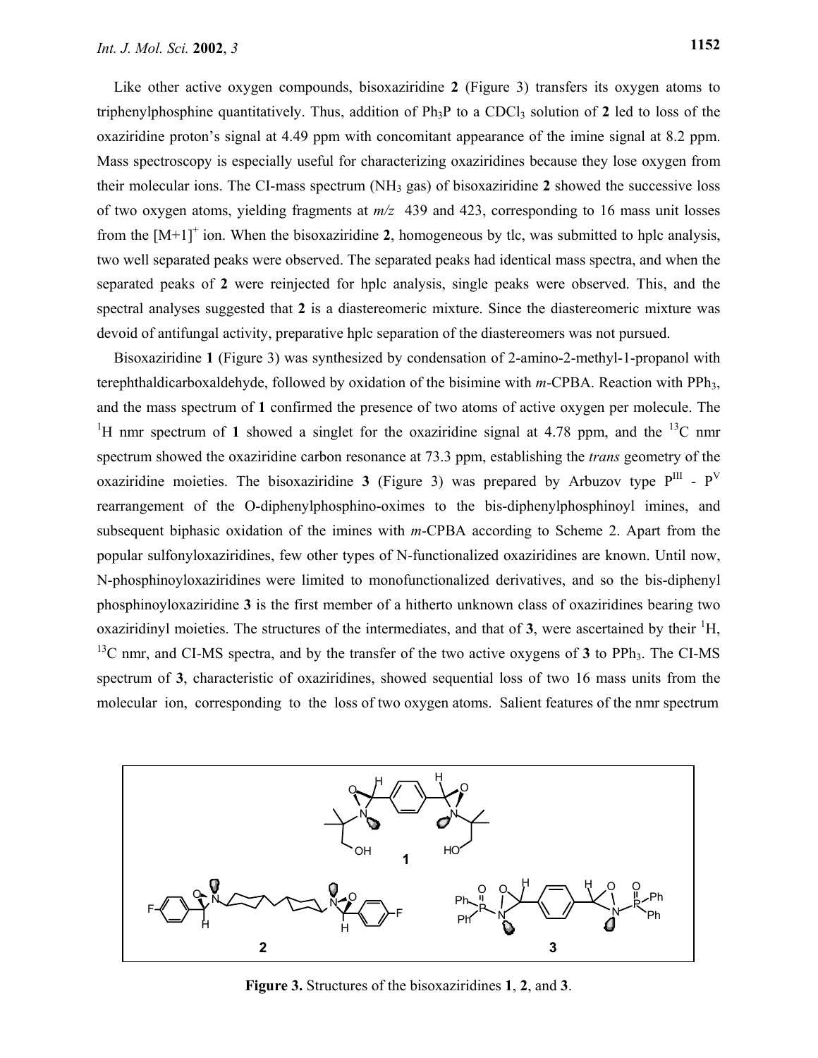Like other active oxygen compounds, bisoxaziridine **2** (Figure 3) transfers its oxygen atoms to triphenylphosphine quantitatively. Thus, addition of $Ph_3P$ to a $CDCl_3$ solution of **2** led to loss of the oxaziridine proton's signal at 4.49 ppm with concomitant appearance of the imine signal at 8.2 ppm. Mass spectroscopy is especially useful for characterizing oxaziridines because they lose oxygen from their molecular ions. The CI-mass spectrum ($NH_3$ gas) of bisoxaziridine **2** showed the successive loss of two oxygen atoms, yielding fragments at *m/z* 439 and 423, corresponding to 16 mass unit losses from the $[M+1]^+$ ion. When the bisoxaziridine **2**, homogeneous by tlc, was submitted to hplc analysis, two well separated peaks were observed. The separated peaks had identical mass spectra, and when the separated peaks of **2** were reinjected for hplc analysis, single peaks were observed. This, and the spectral analyses suggested that **2** is a diastereomeric mixture. Since the diastereomeric mixture was devoid of antifungal activity, preparative hplc separation of the diastereomers was not pursued.

Bisoxaziridine **1** (Figure 3) was synthesized by condensation of 2-amino-2-methyl-1-propanol with terephthaldicarboxaldehyde, followed by oxidation of the bisimine with *m*-CPBA. Reaction with $PPh_3$, and the mass spectrum of **1** confirmed the presence of two atoms of active oxygen per molecule. The $^1H$ nmr spectrum of **1** showed a singlet for the oxaziridine signal at 4.78 ppm, and the $^{13}C$ nmr spectrum showed the oxaziridine carbon resonance at 73.3 ppm, establishing the *trans* geometry of the oxaziridine moieties. The bisoxaziridine **3** (Figure 3) was prepared by Arbuzov type $P^{III}$ - $P^{V}$ rearrangement of the O-diphenylphosphino-oximes to the bis-diphenylphosphinoyl imines, and subsequent biphasic oxidation of the imines with *m*-CPBA according to Scheme 2. Apart from the popular sulfonyloxaziridines, few other types of N-functionalized oxaziridines are known. Until now, N-phosphinoyloxaziridines were limited to monofunctionalized derivatives, and so the bis-diphenyl phosphinoyloxaziridine **3** is the first member of a hitherto unknown class of oxaziridines bearing two oxaziridinyl moieties. The structures of the intermediates, and that of **3**, were ascertained by their $^1H$, $^{13}C$ nmr, and CI-MS spectra, and by the transfer of the two active oxygens of **3** to $PPh_3$. The CI-MS spectrum of **3**, characteristic of oxaziridines, showed sequential loss of two 16 mass units from the molecular ion, corresponding to the loss of two oxygen atoms. Salient features of the nmr spectrum

**Figure 3.** Structures of the bisoxaziridines **1**, **2**, and **3**.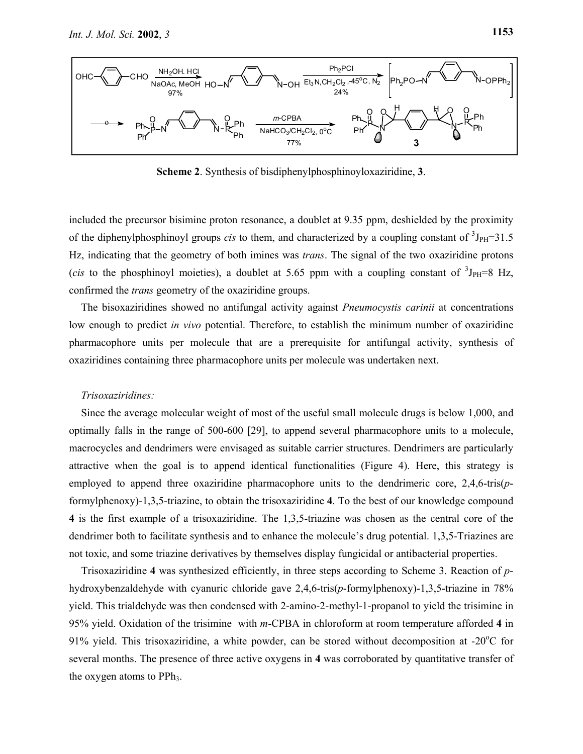**Scheme 2**. Synthesis of bisdiphenylphosphinoyloxaziridine, **3**.

included the precursor bisimine proton resonance, a doublet at 9.35 ppm, deshielded by the proximity of the diphenylphosphinoyl groups *cis* to them, and characterized by a coupling constant of $^3J_{PH}$=31.5 Hz, indicating that the geometry of both imines was *trans*. The signal of the two oxaziridine protons (*cis* to the phosphinoyl moieties), a doublet at 5.65 ppm with a coupling constant of $^3J_{PH}$=8 Hz, confirmed the *trans* geometry of the oxaziridine groups.

The bisoxaziridines showed no antifungal activity against *Pneumocystis carinii* at concentrations low enough to predict *in vivo* potential. Therefore, to establish the minimum number of oxaziridine pharmacophore units per molecule that are a prerequisite for antifungal activity, synthesis of oxaziridines containing three pharmacophore units per molecule was undertaken next.

*Trisoxaziridines:*

Since the average molecular weight of most of the useful small molecule drugs is below 1,000, and optimally falls in the range of 500-600 [29], to append several pharmacophore units to a molecule, macrocycles and dendrimers were envisaged as suitable carrier structures. Dendrimers are particularly attractive when the goal is to append identical functionalities (Figure 4). Here, this strategy is employed to append three oxaziridine pharmacophore units to the dendrimeric core, 2,4,6-tris(*p*-formylphenoxy)-1,3,5-triazine, to obtain the trisoxaziridine **4**. To the best of our knowledge compound **4** is the first example of a trisoxaziridine. The 1,3,5-triazine was chosen as the central core of the dendrimer both to facilitate synthesis and to enhance the molecule's drug potential. 1,3,5-Triazines are not toxic, and some triazine derivatives by themselves display fungicidal or antibacterial properties.

Trisoxaziridine **4** was synthesized efficiently, in three steps according to Scheme 3. Reaction of *p*-hydroxybenzaldehyde with cyanuric chloride gave 2,4,6-tris(*p*-formylphenoxy)-1,3,5-triazine in 78% yield. This trialdehyde was then condensed with 2-amino-2-methyl-1-propanol to yield the trisimine in 95% yield. Oxidation of the trisimine with *m*-CPBA in chloroform at room temperature afforded **4** in 91% yield. This trisoxaziridine, a white powder, can be stored without decomposition at -20°C for several months. The presence of three active oxygens in **4** was corroborated by quantitative transfer of the oxygen atoms to $PPh_3$.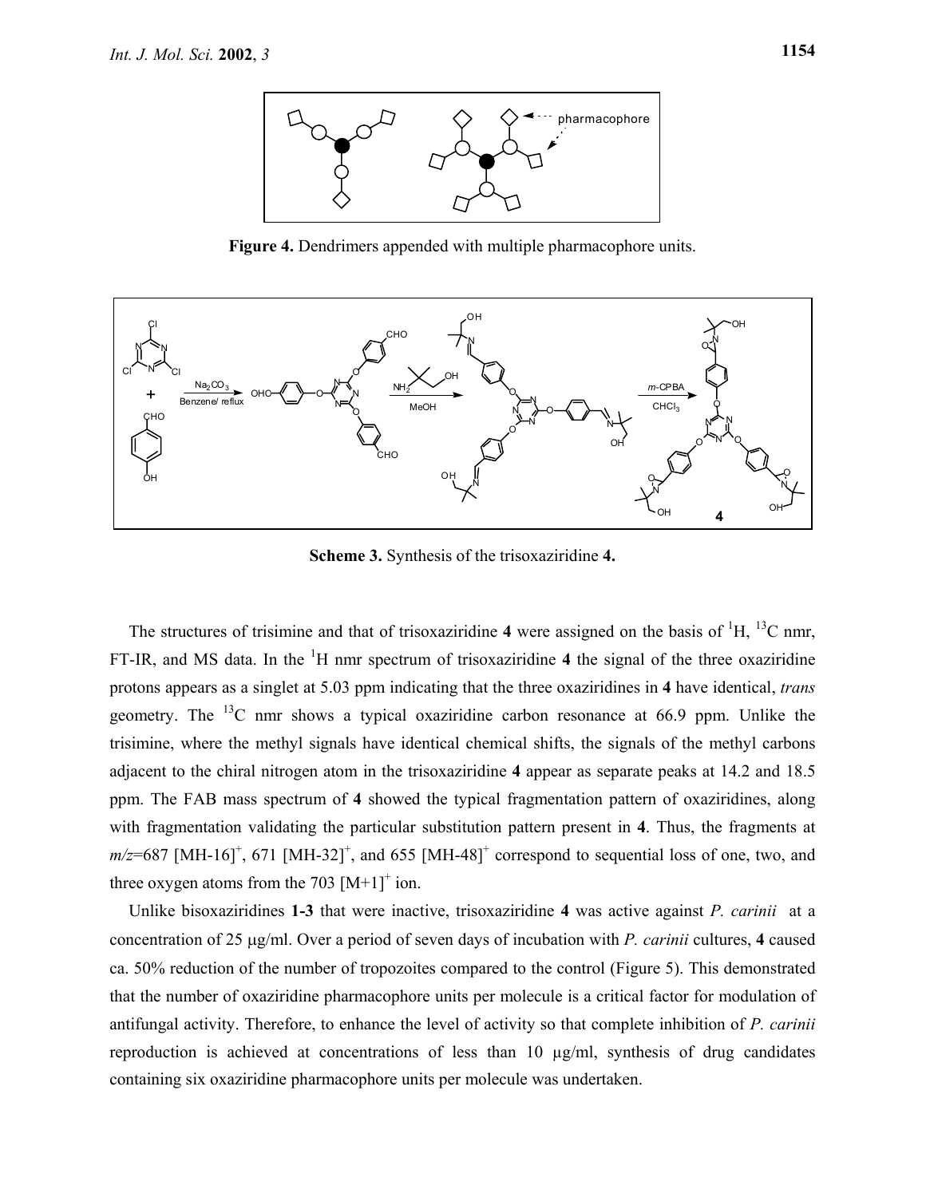**Figure 4.** Dendrimers appended with multiple pharmacophore units.

**Scheme 3.** Synthesis of the trisoxaziridine **4.**

The structures of trisimine and that of trisoxaziridine **4** were assigned on the basis of $^{1}H$, $^{13}C$ nmr, FT-IR, and MS data. In the $^{1}H$ nmr spectrum of trisoxaziridine **4** the signal of the three oxaziridine protons appears as a singlet at 5.03 ppm indicating that the three oxaziridines in **4** have identical, *trans* geometry. The $^{13}C$ nmr shows a typical oxaziridine carbon resonance at 66.9 ppm. Unlike the trisimine, where the methyl signals have identical chemical shifts, the signals of the methyl carbons adjacent to the chiral nitrogen atom in the trisoxaziridine **4** appear as separate peaks at 14.2 and 18.5 ppm. The FAB mass spectrum of **4** showed the typical fragmentation pattern of oxaziridines, along with fragmentation validating the particular substitution pattern present in **4**. Thus, the fragments at $m/z$=687 $[MH-16]^{+}$, 671 $[MH-32]^{+}$, and 655 $[MH-48]^{+}$ correspond to sequential loss of one, two, and three oxygen atoms from the 703 $[M+1]^{+}$ ion.

Unlike bisoxaziridines **1-3** that were inactive, trisoxaziridine **4** was active against *P. carinii* at a concentration of 25 μg/ml. Over a period of seven days of incubation with *P. carinii* cultures, **4** caused ca. 50% reduction of the number of tropozoites compared to the control (Figure 5). This demonstrated that the number of oxaziridine pharmacophore units per molecule is a critical factor for modulation of antifungal activity. Therefore, to enhance the level of activity so that complete inhibition of *P. carinii* reproduction is achieved at concentrations of less than 10 μg/ml, synthesis of drug candidates containing six oxaziridine pharmacophore units per molecule was undertaken.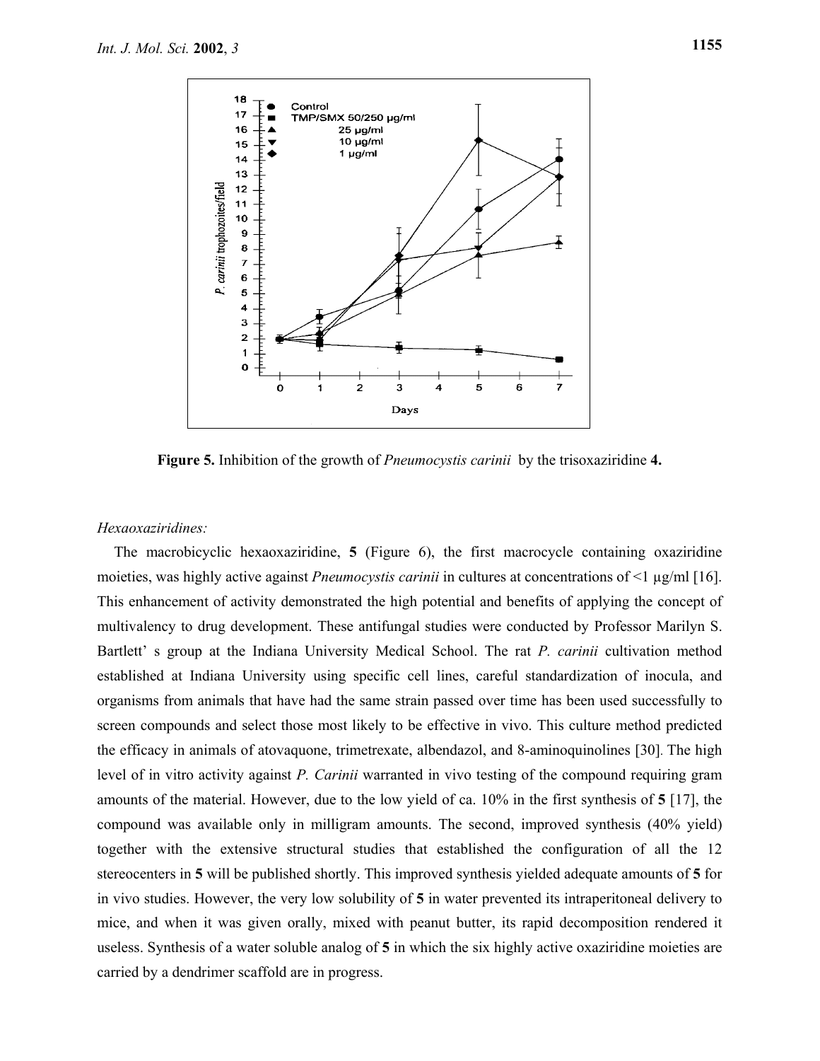**Figure 5.** Inhibition of the growth of *Pneumocystis carinii* by the trisoxaziridine **4.**

*Hexaoxaziridines:*

The macrobicyclic hexaoxaziridine, **5** (Figure 6), the first macrocycle containing oxaziridine moieties, was highly active against *Pneumocystis carinii* in cultures at concentrations of <1 µg/ml [16]. This enhancement of activity demonstrated the high potential and benefits of applying the concept of multivalency to drug development. These antifungal studies were conducted by Professor Marilyn S. Bartlett' s group at the Indiana University Medical School. The rat *P. carinii* cultivation method established at Indiana University using specific cell lines, careful standardization of inocula, and organisms from animals that have had the same strain passed over time has been used successfully to screen compounds and select those most likely to be effective in vivo. This culture method predicted the efficacy in animals of atovaquone, trimetrexate, albendazol, and 8-aminoquinolines [30]. The high level of in vitro activity against *P. Carinii* warranted in vivo testing of the compound requiring gram amounts of the material. However, due to the low yield of ca. 10% in the first synthesis of **5** [17], the compound was available only in milligram amounts. The second, improved synthesis (40% yield) together with the extensive structural studies that established the configuration of all the 12 stereocenters in **5** will be published shortly. This improved synthesis yielded adequate amounts of **5** for in vivo studies. However, the very low solubility of **5** in water prevented its intraperitoneal delivery to mice, and when it was given orally, mixed with peanut butter, its rapid decomposition rendered it useless. Synthesis of a water soluble analog of **5** in which the six highly active oxaziridine moieties are carried by a dendrimer scaffold are in progress.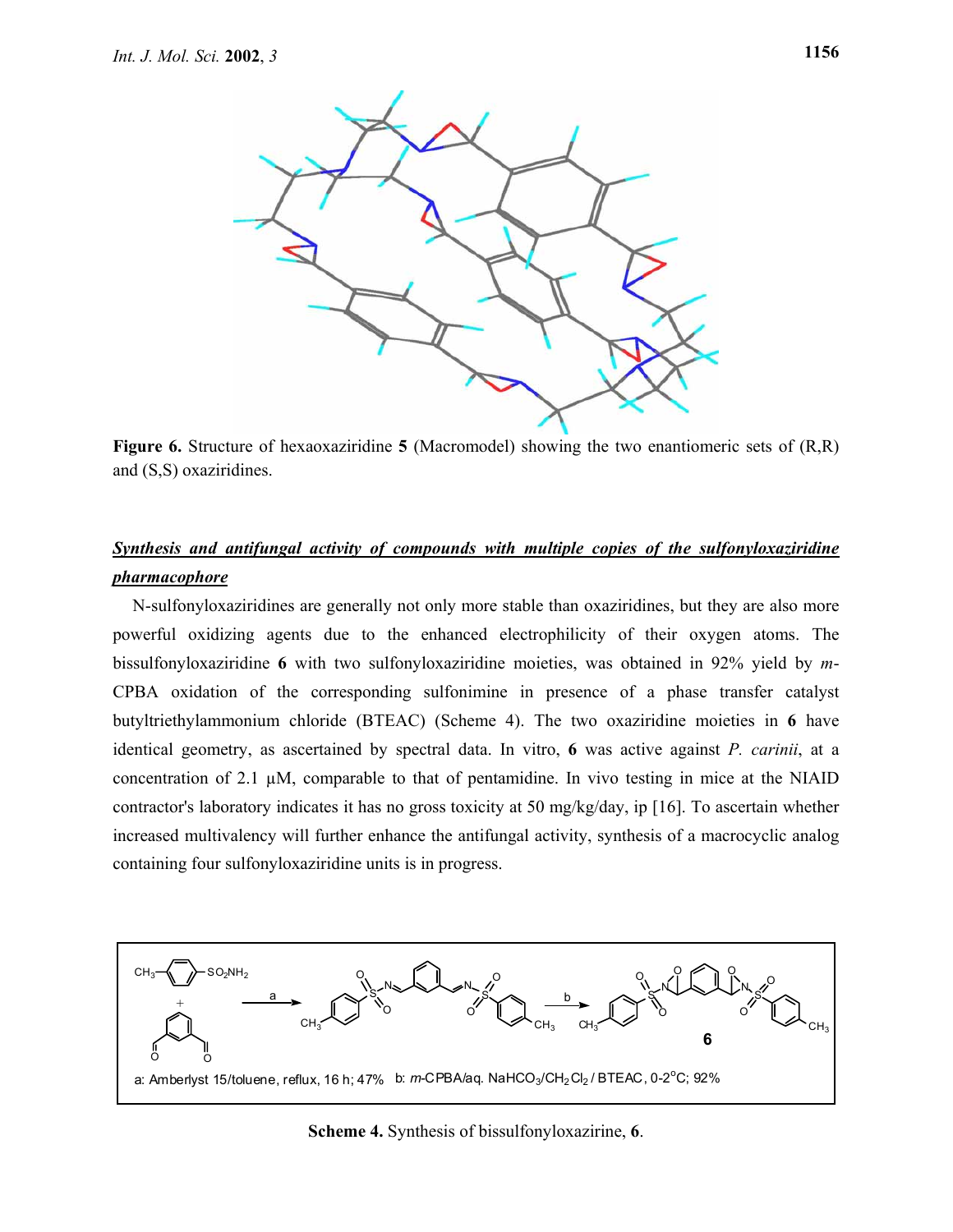**Figure 6.** Structure of hexaoxaziridine **5** (Macromodel) showing the two enantiomeric sets of (R,R) and (S,S) oxaziridines.

## ***Synthesis and antifungal activity of compounds with multiple copies of the sulfonyloxaziridine pharmacophore***

N-sulfonyloxaziridines are generally not only more stable than oxaziridines, but they are also more powerful oxidizing agents due to the enhanced electrophilicity of their oxygen atoms. The bissulfonyloxaziridine **6** with two sulfonyloxaziridine moieties, was obtained in 92% yield by *m*-CPBA oxidation of the corresponding sulfonimine in presence of a phase transfer catalyst butyltriethylammonium chloride (BTEAC) (Scheme 4). The two oxaziridine moieties in **6** have identical geometry, as ascertained by spectral data. In vitro, **6** was active against *P. carinii*, at a concentration of 2.1 μM, comparable to that of pentamidine. In vivo testing in mice at the NIAID contractor's laboratory indicates it has no gross toxicity at 50 mg/kg/day, ip [16]. To ascertain whether increased multivalency will further enhance the antifungal activity, synthesis of a macrocyclic analog containing four sulfonyloxaziridine units is in progress.

a: Amberlyst 15/toluene, reflux, 16 h; 47% b: *m*-CPBA/aq. $NaHCO_3$/$CH_2Cl_2$ / BTEAC, 0-2°C; 92%

**Scheme 4.** Synthesis of bissulfonyloxazirine, **6**.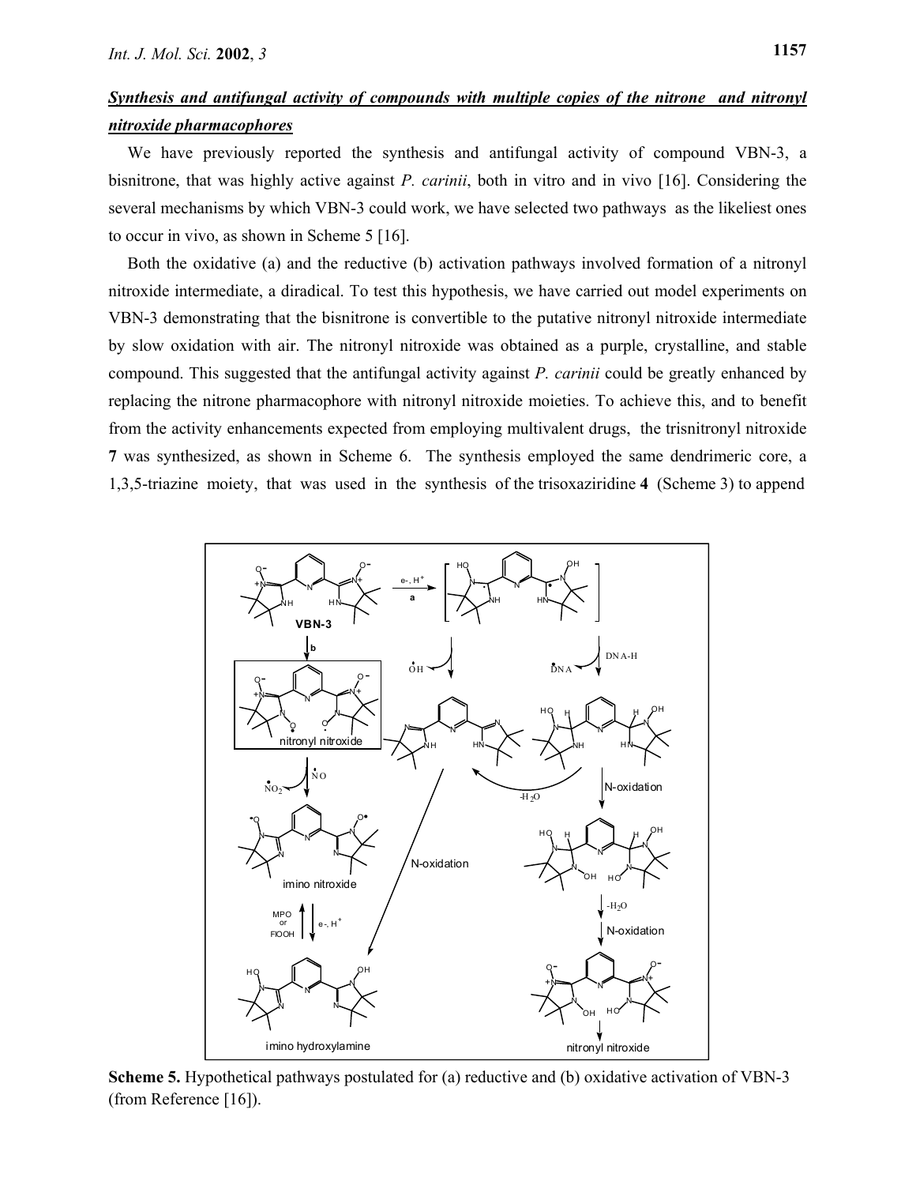## *Synthesis and antifungal activity of compounds with multiple copies of the nitrone and nitronyl nitroxide pharmacophores*

We have previously reported the synthesis and antifungal activity of compound VBN-3, a bisnitrone, that was highly active against *P. carinii*, both in vitro and in vivo [16]. Considering the several mechanisms by which VBN-3 could work, we have selected two pathways as the likeliest ones to occur in vivo, as shown in Scheme 5 [16].

Both the oxidative (a) and the reductive (b) activation pathways involved formation of a nitronyl nitroxide intermediate, a diradical. To test this hypothesis, we have carried out model experiments on VBN-3 demonstrating that the bisnitrone is convertible to the putative nitronyl nitroxide intermediate by slow oxidation with air. The nitronyl nitroxide was obtained as a purple, crystalline, and stable compound. This suggested that the antifungal activity against *P. carinii* could be greatly enhanced by replacing the nitrone pharmacophore with nitronyl nitroxide moieties. To achieve this, and to benefit from the activity enhancements expected from employing multivalent drugs, the trisnitronyl nitroxide **7** was synthesized, as shown in Scheme 6. The synthesis employed the same dendrimeric core, a 1,3,5-triazine moiety, that was used in the synthesis of the trisoxaziridine **4** (Scheme 3) to append

**Scheme 5.** Hypothetical pathways postulated for (a) reductive and (b) oxidative activation of VBN-3 (from Reference [16]).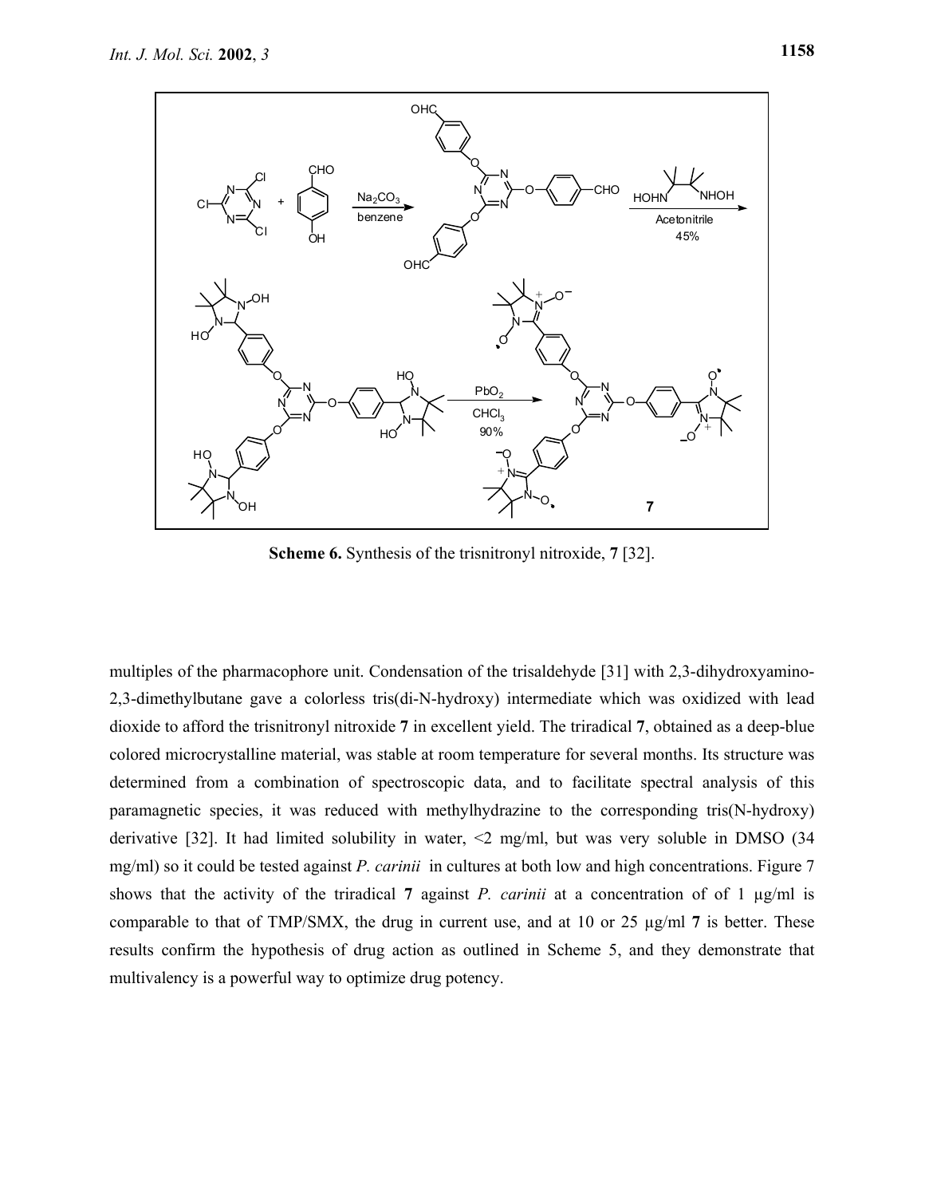**Scheme 6.** Synthesis of the trisnitronyl nitroxide, **7** [32].

multiples of the pharmacophore unit. Condensation of the trisaldehyde [31] with 2,3-dihydroxyamino-2,3-dimethylbutane gave a colorless tris(di-N-hydroxy) intermediate which was oxidized with lead dioxide to afford the trisnitronyl nitroxide **7** in excellent yield. The triradical **7**, obtained as a deep-blue colored microcrystalline material, was stable at room temperature for several months. Its structure was determined from a combination of spectroscopic data, and to facilitate spectral analysis of this paramagnetic species, it was reduced with methylhydrazine to the corresponding tris(N-hydroxy) derivative [32]. It had limited solubility in water, <2 mg/ml, but was very soluble in DMSO (34 mg/ml) so it could be tested against *P. carinii* in cultures at both low and high concentrations. Figure 7 shows that the activity of the triradical **7** against *P. carinii* at a concentration of of 1 μg/ml is comparable to that of TMP/SMX, the drug in current use, and at 10 or 25 μg/ml **7** is better. These results confirm the hypothesis of drug action as outlined in Scheme 5, and they demonstrate that multivalency is a powerful way to optimize drug potency.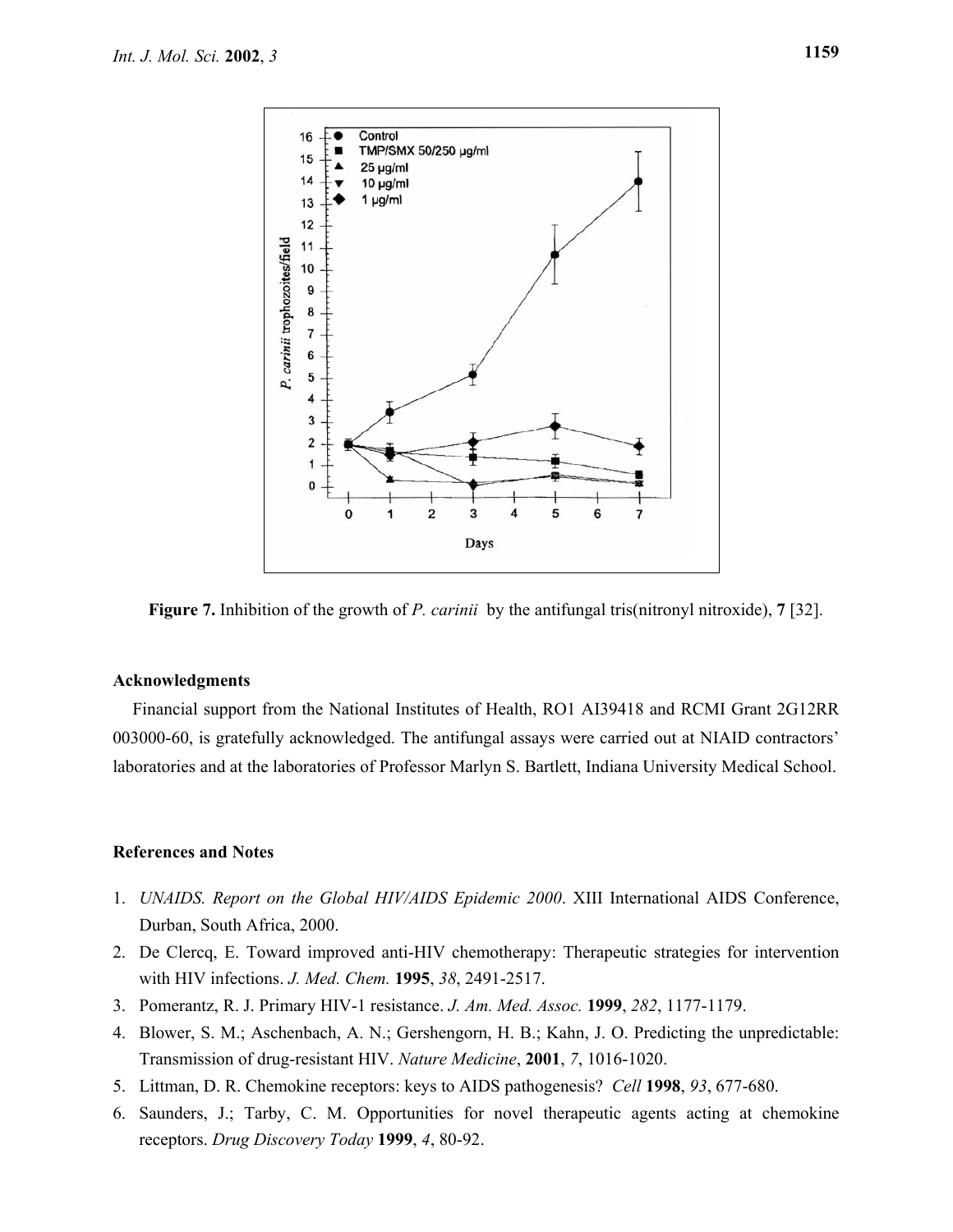**Figure 7.** Inhibition of the growth of *P. carinii* by the antifungal tris(nitronyl nitroxide), **7** [32].

## Acknowledgments

Financial support from the National Institutes of Health, RO1 AI39418 and RCMI Grant 2G12RR 003000-60, is gratefully acknowledged. The antifungal assays were carried out at NIAID contractors' laboratories and at the laboratories of Professor Marlyn S. Bartlett, Indiana University Medical School.

## References and Notes

1. *UNAIDS. Report on the Global HIV/AIDS Epidemic 2000*. XIII International AIDS Conference, Durban, South Africa, 2000.
2. De Clercq, E. Toward improved anti-HIV chemotherapy: Therapeutic strategies for intervention with HIV infections. *J. Med. Chem.* **1995**, *38*, 2491-2517.
3. Pomerantz, R. J. Primary HIV-1 resistance. *J. Am. Med. Assoc.* **1999**, *282*, 1177-1179.
4. Blower, S. M.; Aschenbach, A. N.; Gershengorn, H. B.; Kahn, J. O. Predicting the unpredictable: Transmission of drug-resistant HIV. *Nature Medicine*, **2001**, *7*, 1016-1020.
5. Littman, D. R. Chemokine receptors: keys to AIDS pathogenesis? *Cell* **1998**, *93*, 677-680.
6. Saunders, J.; Tarby, C. M. Opportunities for novel therapeutic agents acting at chemokine receptors. *Drug Discovery Today* **1999**, *4*, 80-92.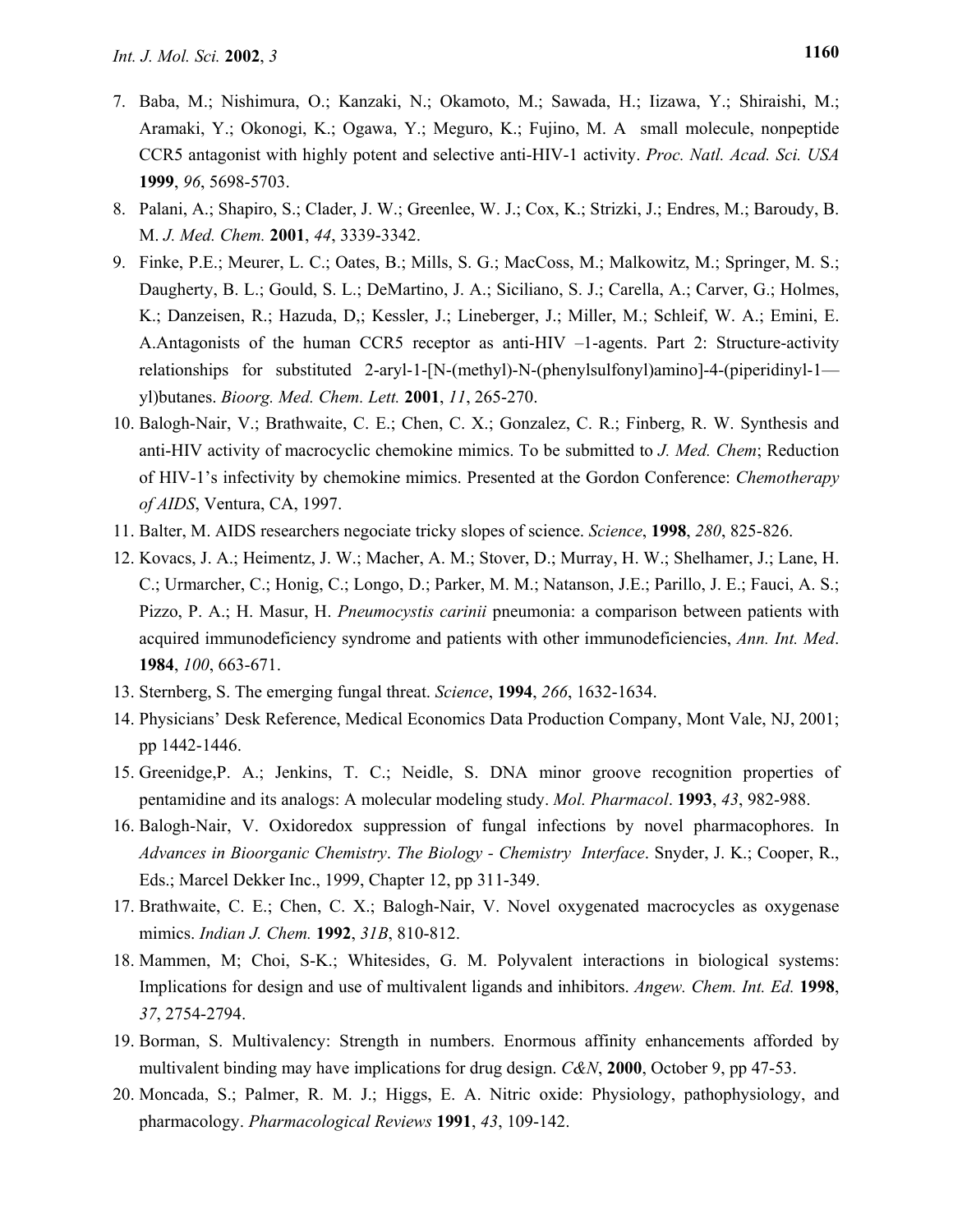7. Baba, M.; Nishimura, O.; Kanzaki, N.; Okamoto, M.; Sawada, H.; Iizawa, Y.; Shiraishi, M.; Aramaki, Y.; Okonogi, K.; Ogawa, Y.; Meguro, K.; Fujino, M. A small molecule, nonpeptide CCR5 antagonist with highly potent and selective anti-HIV-1 activity. *Proc. Natl. Acad. Sci. USA* **1999**, *96*, 5698-5703.
8. Palani, A.; Shapiro, S.; Clader, J. W.; Greenlee, W. J.; Cox, K.; Strizki, J.; Endres, M.; Baroudy, B. M. *J. Med. Chem.* **2001**, *44*, 3339-3342.
9. Finke, P.E.; Meurer, L. C.; Oates, B.; Mills, S. G.; MacCoss, M.; Malkowitz, M.; Springer, M. S.; Daugherty, B. L.; Gould, S. L.; DeMartino, J. A.; Siciliano, S. J.; Carella, A.; Carver, G.; Holmes, K.; Danzeisen, R.; Hazuda, D,; Kessler, J.; Lineberger, J.; Miller, M.; Schleif, W. A.; Emini, E. A.Antagonists of the human CCR5 receptor as anti-HIV –1-agents. Part 2: Structure-activity relationships for substituted 2-aryl-1-[N-(methyl)-N-(phenylsulfonyl)amino]-4-(piperidinyl-1—yl)butanes. *Bioorg. Med. Chem. Lett.* **2001**, *11*, 265-270.
10. Balogh-Nair, V.; Brathwaite, C. E.; Chen, C. X.; Gonzalez, C. R.; Finberg, R. W. Synthesis and anti-HIV activity of macrocyclic chemokine mimics. To be submitted to *J. Med. Chem*; Reduction of HIV-1's infectivity by chemokine mimics. Presented at the Gordon Conference: *Chemotherapy of AIDS*, Ventura, CA, 1997.
11. Balter, M. AIDS researchers negociate tricky slopes of science. *Science*, **1998**, *280*, 825-826.
12. Kovacs, J. A.; Heimentz, J. W.; Macher, A. M.; Stover, D.; Murray, H. W.; Shelhamer, J.; Lane, H. C.; Urmarcher, C.; Honig, C.; Longo, D.; Parker, M. M.; Natanson, J.E.; Parillo, J. E.; Fauci, A. S.; Pizzo, P. A.; H. Masur, H. *Pneumocystis carinii* pneumonia: a comparison between patients with acquired immunodeficiency syndrome and patients with other immunodeficiencies, *Ann. Int. Med*. **1984**, *100*, 663-671.
13. Sternberg, S. The emerging fungal threat. *Science*, **1994**, *266*, 1632-1634.
14. Physicians' Desk Reference, Medical Economics Data Production Company, Mont Vale, NJ, 2001; pp 1442-1446.
15. Greenidge,P. A.; Jenkins, T. C.; Neidle, S. DNA minor groove recognition properties of pentamidine and its analogs: A molecular modeling study. *Mol. Pharmacol*. **1993**, *43*, 982-988.
16. Balogh-Nair, V. Oxidoredox suppression of fungal infections by novel pharmacophores. In *Advances in Bioorganic Chemistry*. *The Biology - Chemistry Interface*. Snyder, J. K.; Cooper, R., Eds.; Marcel Dekker Inc., 1999, Chapter 12, pp 311-349.
17. Brathwaite, C. E.; Chen, C. X.; Balogh-Nair, V. Novel oxygenated macrocycles as oxygenase mimics. *Indian J. Chem.* **1992**, *31B*, 810-812.
18. Mammen, M; Choi, S-K.; Whitesides, G. M. Polyvalent interactions in biological systems: Implications for design and use of multivalent ligands and inhibitors. *Angew. Chem. Int. Ed.* **1998**, *37*, 2754-2794.
19. Borman, S. Multivalency: Strength in numbers. Enormous affinity enhancements afforded by multivalent binding may have implications for drug design. *C&N*, **2000**, October 9, pp 47-53.
20. Moncada, S.; Palmer, R. M. J.; Higgs, E. A. Nitric oxide: Physiology, pathophysiology, and pharmacology. *Pharmacological Reviews* **1991**, *43*, 109-142.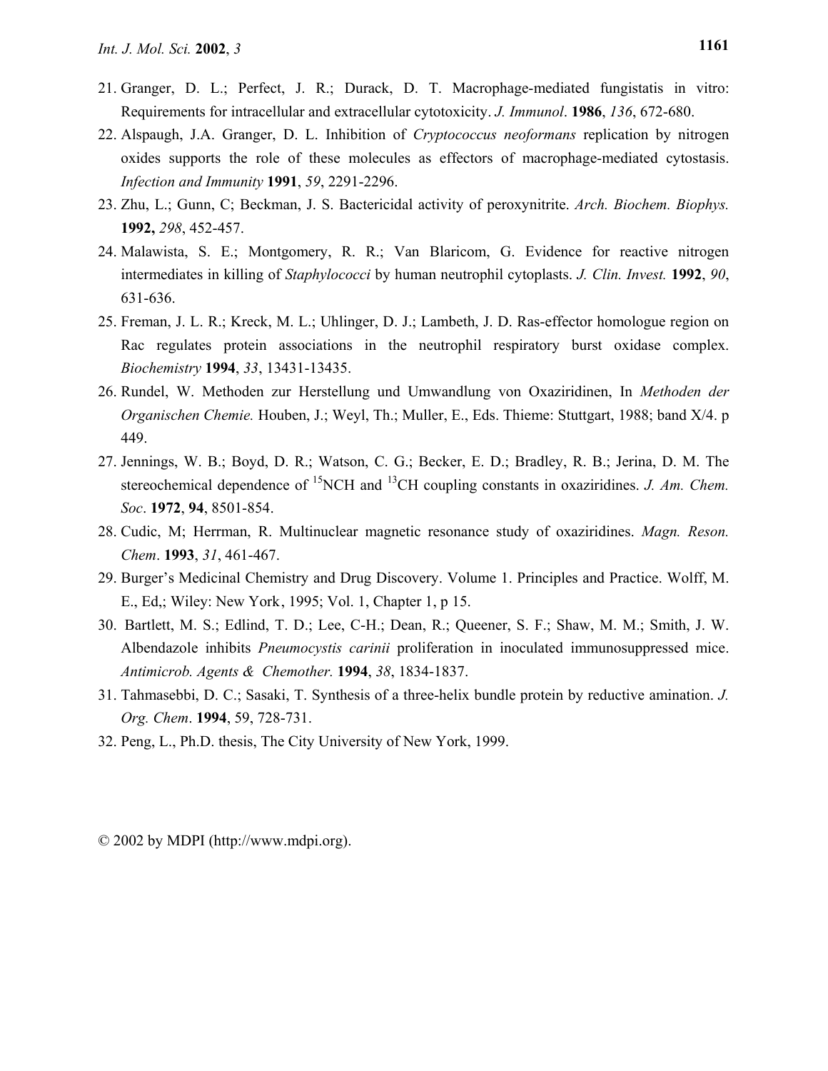21. Granger, D. L.; Perfect, J. R.; Durack, D. T. Macrophage-mediated fungistatis in vitro: Requirements for intracellular and extracellular cytotoxicity. *J. Immunol*. **1986**, *136*, 672-680.
22. Alspaugh, J.A. Granger, D. L. Inhibition of *Cryptococcus neoformans* replication by nitrogen oxides supports the role of these molecules as effectors of macrophage-mediated cytostasis. *Infection and Immunity* **1991**, *59*, 2291-2296.
23. Zhu, L.; Gunn, C; Beckman, J. S. Bactericidal activity of peroxynitrite. *Arch. Biochem. Biophys.* **1992,** *298*, 452-457.
24. Malawista, S. E.; Montgomery, R. R.; Van Blaricom, G. Evidence for reactive nitrogen intermediates in killing of *Staphylococci* by human neutrophil cytoplasts. *J. Clin. Invest.* **1992**, *90*, 631-636.
25. Freman, J. L. R.; Kreck, M. L.; Uhlinger, D. J.; Lambeth, J. D. Ras-effector homologue region on Rac regulates protein associations in the neutrophil respiratory burst oxidase complex. *Biochemistry* **1994**, *33*, 13431-13435.
26. Rundel, W. Methoden zur Herstellung und Umwandlung von Oxaziridinen, In *Methoden der Organischen Chemie.* Houben, J.; Weyl, Th.; Muller, E., Eds. Thieme: Stuttgart, 1988; band X/4. p 449.
27. Jennings, W. B.; Boyd, D. R.; Watson, C. G.; Becker, E. D.; Bradley, R. B.; Jerina, D. M. The stereochemical dependence of $^{15}$NCH and $^{13}$CH coupling constants in oxaziridines. *J. Am. Chem. Soc*. **1972**, **94**, 8501-854.
28. Cudic, M; Herrman, R. Multinuclear magnetic resonance study of oxaziridines. *Magn. Reson. Chem*. **1993**, *31*, 461-467.
29. Burger's Medicinal Chemistry and Drug Discovery. Volume 1. Principles and Practice. Wolff, M. E., Ed,; Wiley: New York, 1995; Vol. 1, Chapter 1, p 15.
30. Bartlett, M. S.; Edlind, T. D.; Lee, C-H.; Dean, R.; Queener, S. F.; Shaw, M. M.; Smith, J. W. Albendazole inhibits *Pneumocystis carinii* proliferation in inoculated immunosuppressed mice. *Antimicrob. Agents & Chemother.* **1994**, *38*, 1834-1837.
31. Tahmasebbi, D. C.; Sasaki, T. Synthesis of a three-helix bundle protein by reductive amination. *J. Org. Chem*. **1994**, 59, 728-731.
32. Peng, L., Ph.D. thesis, The City University of New York, 1999.

© 2002 by MDPI (http://www.mdpi.org).